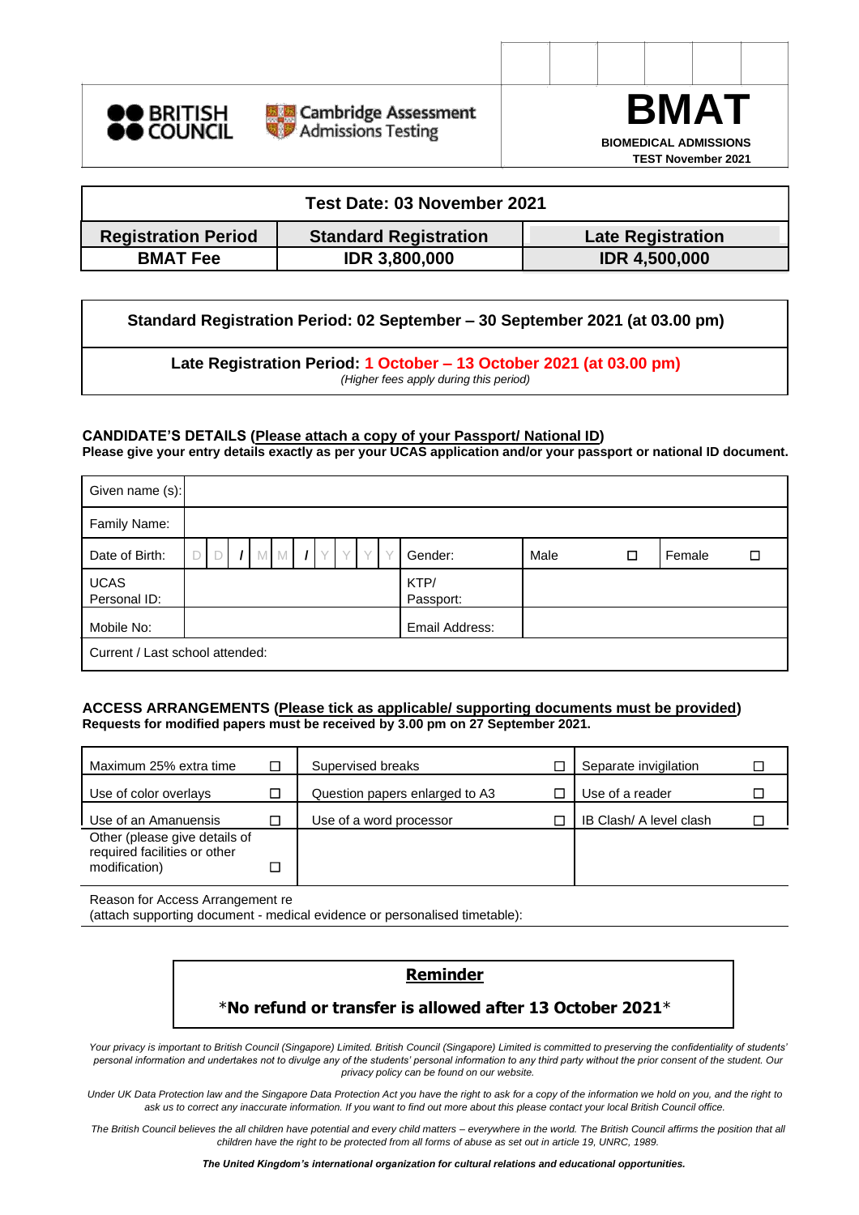BRITISH COUNCIL

Cambridge Assessment Admissions Testing

# BMAT

**BIOMEDICAL ADMISSIONS TEST November 2021**

| Test Date: 03 November 2021 | | |
|---|---|---|
| **Registration Period** | **Standard Registration** | **Late Registration** |
| **BMAT Fee** | **IDR 3,800,000** | **IDR 4,500,000** |

**Standard Registration Period: 02 September – 30 September 2021 (at 03.00 pm)**

**Late Registration Period: 1 October – 13 October 2021 (at 03.00 pm)**
*(Higher fees apply during this period)*

**CANDIDATE'S DETAILS (Please attach a copy of your Passport/ National ID)**
**Please give your entry details exactly as per your UCAS application and/or your passport or national ID document.**

| Given name (s): | | | | | |
|---|---|---|---|---|---|
| Family Name: | | | | | |
| Date of Birth: | D D / M M / Y Y Y Y | Gender: | Male ☐ | Female ☐ | |
| UCAS Personal ID: | | KTP/ Passport: | | | |
| Mobile No: | | Email Address: | | | |
| Current / Last school attended: | | | | | |

**ACCESS ARRANGEMENTS (Please tick as applicable/ supporting documents must be provided)**
**Requests for modified papers must be received by 3.00 pm on 27 September 2021.**

| | | |
|---|---|---|
| Maximum 25% extra time ☐ | Supervised breaks ☐ | Separate invigilation ☐ |
| Use of color overlays ☐ | Question papers enlarged to A3 ☐ | Use of a reader ☐ |
| Use of an Amanuensis ☐ | Use of a word processor ☐ | IB Clash/ A level clash ☐ |
| Other (please give details of required facilities or other modification) ☐ | | |

Reason for Access Arrangement re
(attach supporting document - medical evidence or personalised timetable):

**Reminder**

*__No refund or transfer is allowed after 13 October 2021__*

*Your privacy is important to British Council (Singapore) Limited. British Council (Singapore) Limited is committed to preserving the confidentiality of students' personal information and undertakes not to divulge any of the students' personal information to any third party without the prior consent of the student. Our privacy policy can be found on our website.*

*Under UK Data Protection law and the Singapore Data Protection Act you have the right to ask for a copy of the information we hold on you, and the right to ask us to correct any inaccurate information. If you want to find out more about this please contact your local British Council office.*

*The British Council believes the all children have potential and every child matters – everywhere in the world. The British Council affirms the position that all children have the right to be protected from all forms of abuse as set out in article 19, UNRC, 1989.*

***The United Kingdom's international organization for cultural relations and educational opportunities.***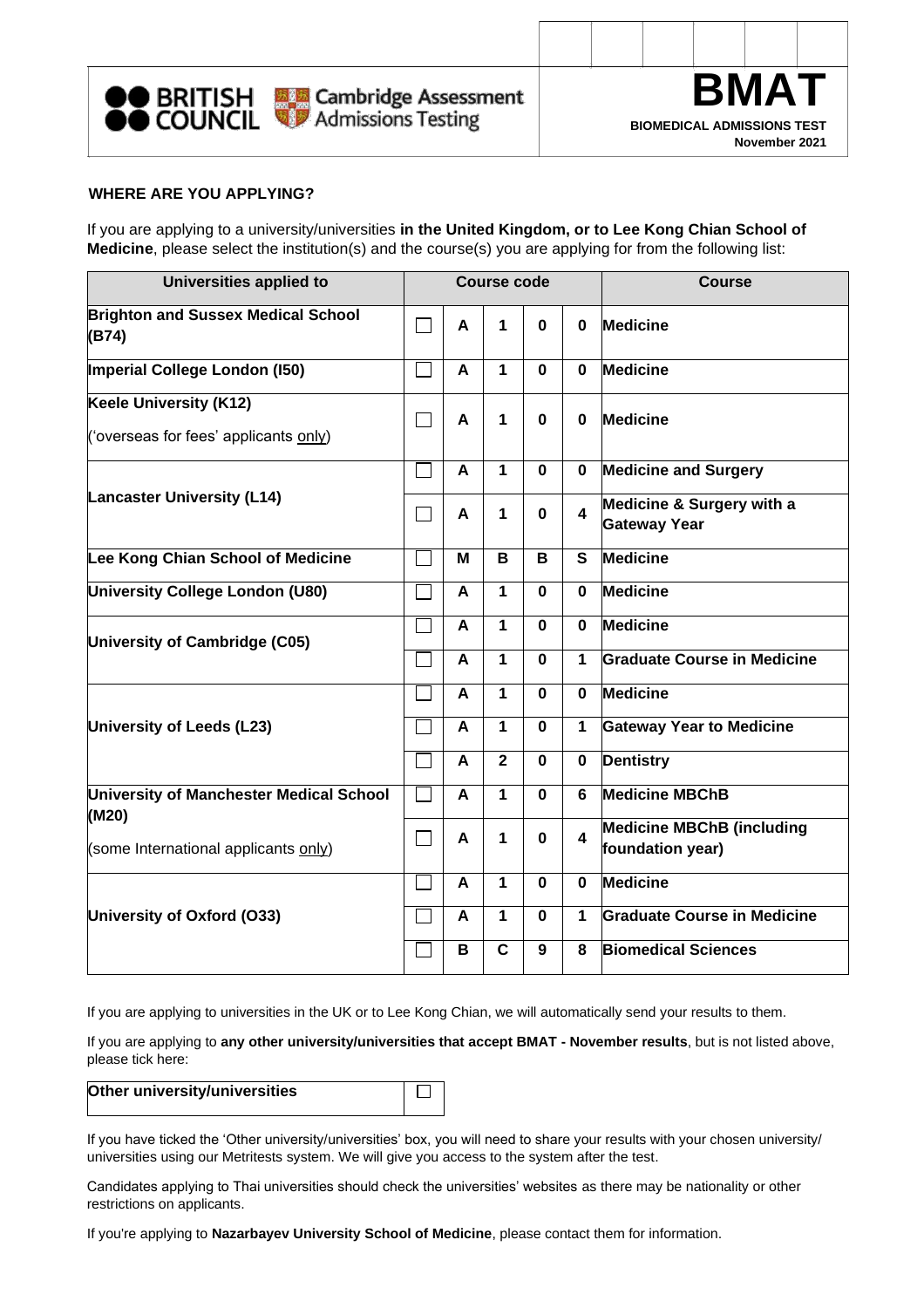**BMAT**

**BIOMEDICAL ADMISSIONS TEST**
**November 2021**

### WHERE ARE YOU APPLYING?

If you are applying to a university/universities **in the United Kingdom, or to Lee Kong Chian School of Medicine**, please select the institution(s) and the course(s) you are applying for from the following list:

| Universities applied to | Course code | | | | | Course |
|---|---|---|---|---|---|---|
| **Brighton and Sussex Medical School (B74)** | ☐ | A | 1 | 0 | 0 | **Medicine** |
| **Imperial College London (I50)** | ☐ | A | 1 | 0 | 0 | **Medicine** |
| **Keele University (K12)** ('overseas for fees' applicants only) | ☐ | A | 1 | 0 | 0 | **Medicine** |
| **Lancaster University (L14)** | ☐ | A | 1 | 0 | 0 | **Medicine and Surgery** |
| | ☐ | A | 1 | 0 | 4 | **Medicine & Surgery with a Gateway Year** |
| **Lee Kong Chian School of Medicine** | ☐ | M | B | B | S | **Medicine** |
| **University College London (U80)** | ☐ | A | 1 | 0 | 0 | **Medicine** |
| **University of Cambridge (C05)** | ☐ | A | 1 | 0 | 0 | **Medicine** |
| | ☐ | A | 1 | 0 | 1 | **Graduate Course in Medicine** |
| **University of Leeds (L23)** | ☐ | A | 1 | 0 | 0 | **Medicine** |
| | ☐ | A | 1 | 0 | 1 | **Gateway Year to Medicine** |
| | ☐ | A | 2 | 0 | 0 | **Dentistry** |
| **University of Manchester Medical School (M20)** (some International applicants only) | ☐ | A | 1 | 0 | 6 | **Medicine MBChB** |
| | ☐ | A | 1 | 0 | 4 | **Medicine MBChB (including foundation year)** |
| **University of Oxford (O33)** | ☐ | A | 1 | 0 | 0 | **Medicine** |
| | ☐ | A | 1 | 0 | 1 | **Graduate Course in Medicine** |
| | ☐ | B | C | 9 | 8 | **Biomedical Sciences** |

If you are applying to universities in the UK or to Lee Kong Chian, we will automatically send your results to them.

If you are applying to **any other university/universities that accept BMAT - November results**, but is not listed above, please tick here:

| **Other university/universities** | ☐ |
|---|---|

If you have ticked the 'Other university/universities' box, you will need to share your results with your chosen university/ universities using our Metritests system. We will give you access to the system after the test.

Candidates applying to Thai universities should check the universities' websites as there may be nationality or other restrictions on applicants.

If you're applying to **Nazarbayev University School of Medicine**, please contact them for information.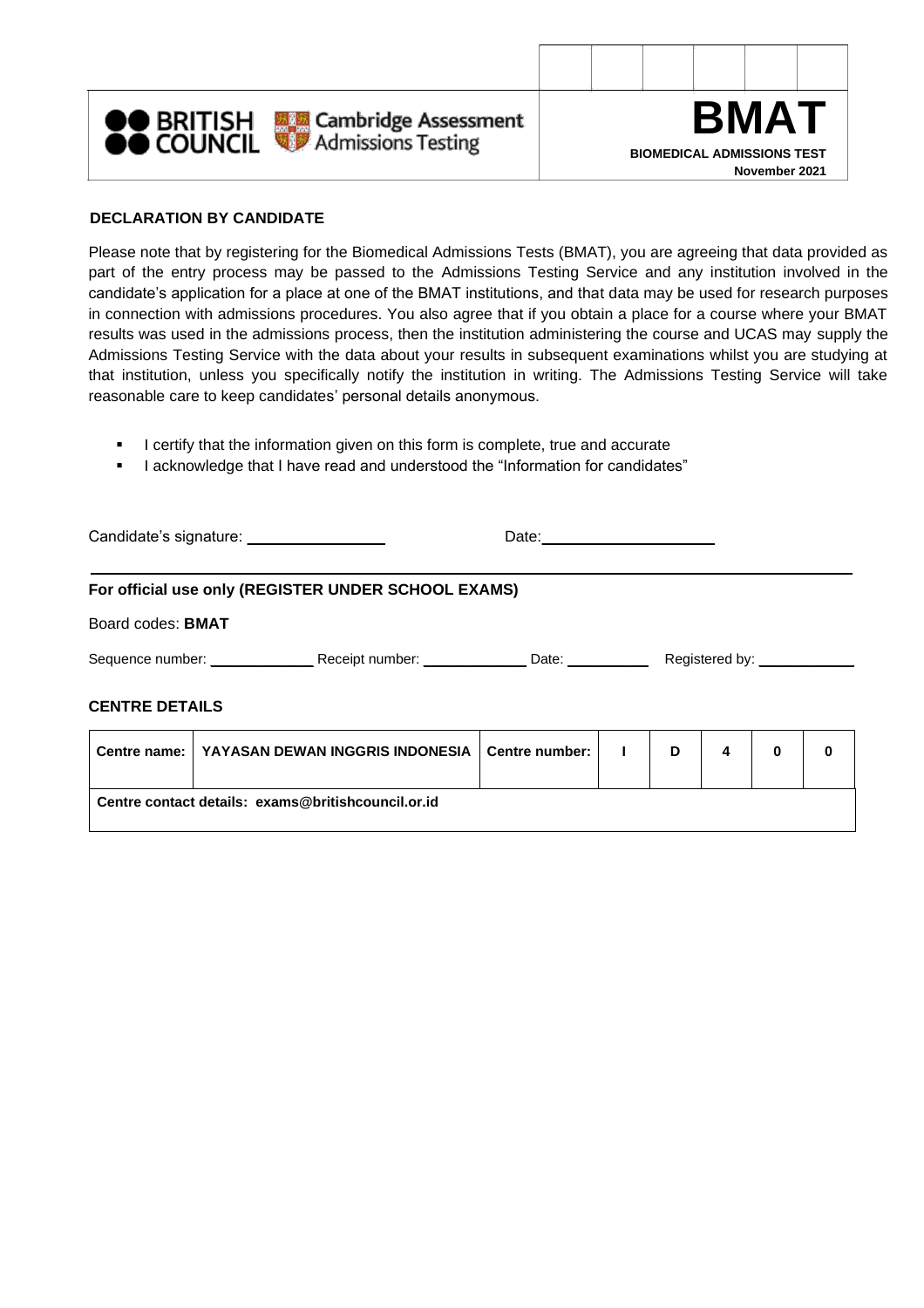BRITISH COUNCIL | Cambridge Assessment Admissions Testing

| | | | | | |
|---|---|---|---|---|---|
| | | | | | |

# BMAT

**BIOMEDICAL ADMISSIONS TEST**

**November 2021**

**DECLARATION BY CANDIDATE**

Please note that by registering for the Biomedical Admissions Tests (BMAT), you are agreeing that data provided as part of the entry process may be passed to the Admissions Testing Service and any institution involved in the candidate's application for a place at one of the BMAT institutions, and that data may be used for research purposes in connection with admissions procedures. You also agree that if you obtain a place for a course where your BMAT results was used in the admissions process, then the institution administering the course and UCAS may supply the Admissions Testing Service with the data about your results in subsequent examinations whilst you are studying at that institution, unless you specifically notify the institution in writing. The Admissions Testing Service will take reasonable care to keep candidates' personal details anonymous.

- I certify that the information given on this form is complete, true and accurate
- I acknowledge that I have read and understood the "Information for candidates"

Candidate's signature: ________________ Date: ____________________

**For official use only (REGISTER UNDER SCHOOL EXAMS)**

Board codes: **BMAT**

Sequence number: ____________ Receipt number: ____________ Date: __________ Registered by: ____________

**CENTRE DETAILS**

| | | | | | | | |
|---|---|---|---|---|---|---|---|
| **Centre name:** | **YAYASAN DEWAN INGGRIS INDONESIA** | **Centre number:** | **I** | **D** | **4** | **0** | **0** |
| **Centre contact details: exams@britishcouncil.or.id** | | | | | | | |